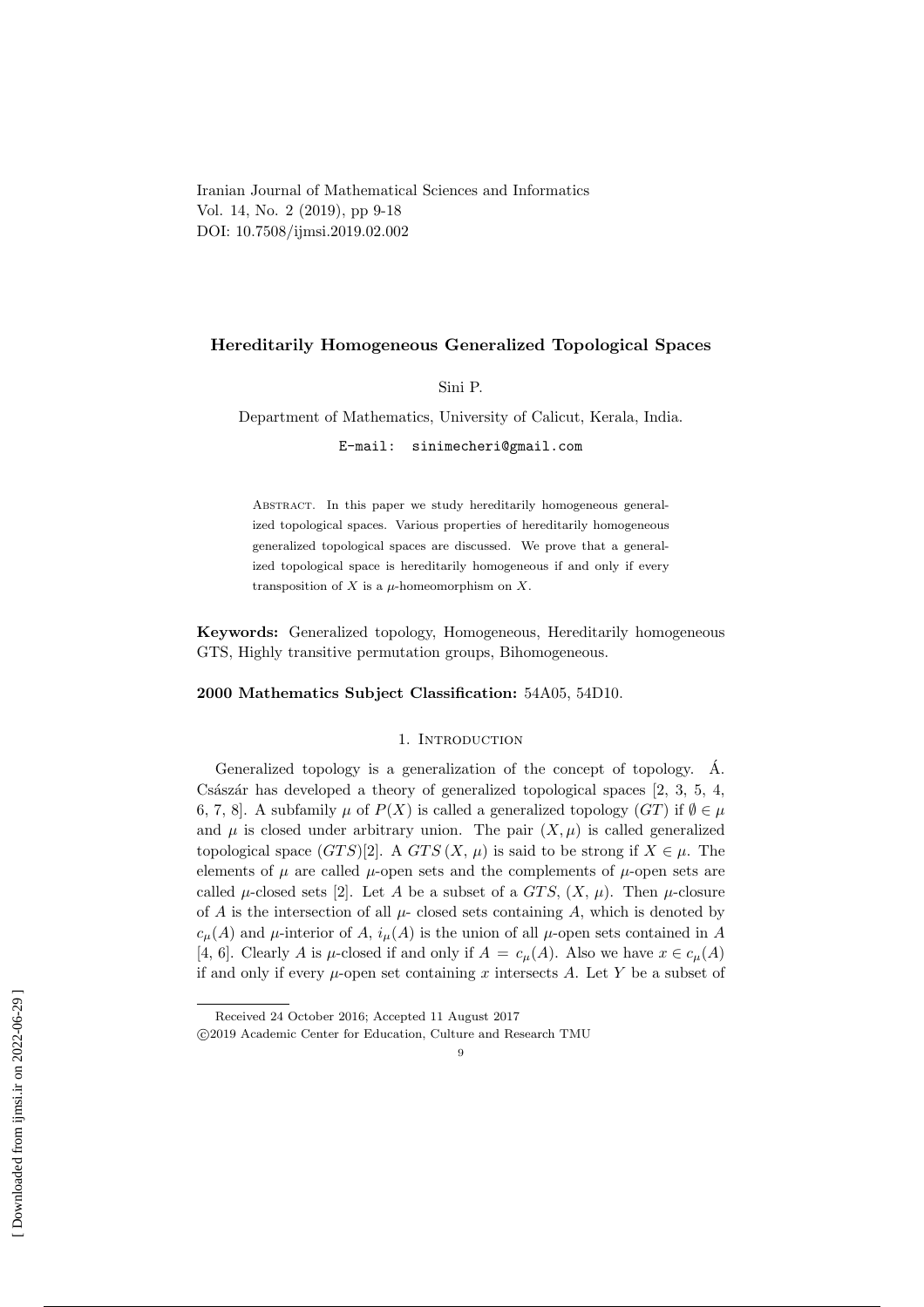# Hereditarily Homogeneous Generalized Topological Spaces

Sini P.

Department of Mathematics, University of Calicut, Kerala, India.

E-mail: sinimecheri@gmail.com

Abstract. In this paper we study hereditarily homogeneous generalized topological spaces. Various properties of hereditarily homogeneous generalized topological spaces are discussed. We prove that a generalized topological space is hereditarily homogeneous if and only if every transposition of $X$ is a $\mu$-homeomorphism on $X$.

**Keywords:** Generalized topology, Homogeneous, Hereditarily homogeneous GTS, Highly transitive permutation groups, Bihomogeneous.

**2000 Mathematics Subject Classification:** 54A05, 54D10.

## 1. Introduction

Generalized topology is a generalization of the concept of topology. Á. Császár has developed a theory of generalized topological spaces [2, 3, 5, 4, 6, 7, 8]. A subfamily $\mu$ of $P(X)$ is called a generalized topology ($GT$) if $\emptyset \in \mu$ and $\mu$ is closed under arbitrary union. The pair $(X, \mu)$ is called generalized topological space ($GTS$)[2]. A $GTS\,(X, \mu)$ is said to be strong if $X \in \mu$. The elements of $\mu$ are called $\mu$-open sets and the complements of $\mu$-open sets are called $\mu$-closed sets [2]. Let $A$ be a subset of a $GTS$, $(X, \mu)$. Then $\mu$-closure of $A$ is the intersection of all $\mu$- closed sets containing $A$, which is denoted by $c_\mu(A)$ and $\mu$-interior of $A$, $i_\mu(A)$ is the union of all $\mu$-open sets contained in $A$ [4, 6]. Clearly $A$ is $\mu$-closed if and only if $A = c_\mu(A)$. Also we have $x \in c_\mu(A)$ if and only if every $\mu$-open set containing $x$ intersects $A$. Let $Y$ be a subset of

Received 24 October 2016; Accepted 11 August 2017

©2019 Academic Center for Education, Culture and Research TMU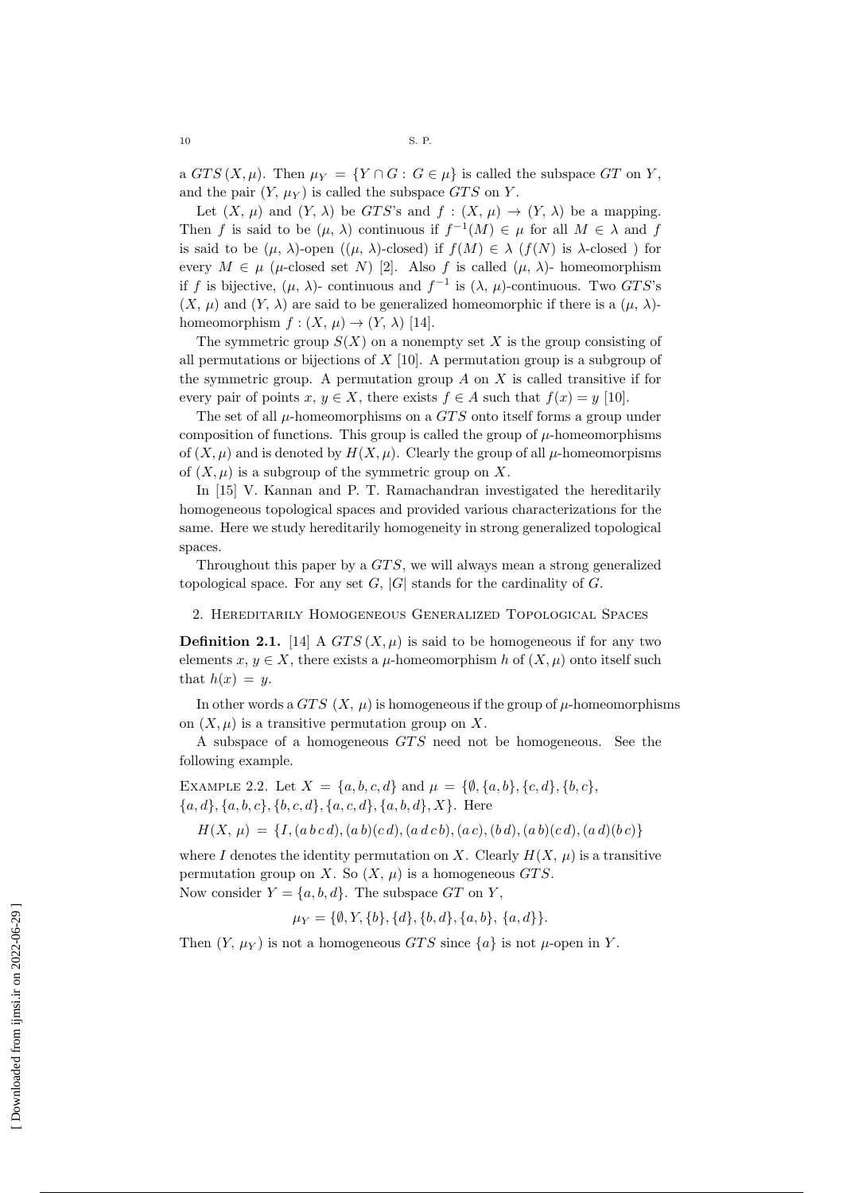a $GTS\,(X, \mu)$. Then $\mu_Y = \{Y \cap G : G \in \mu\}$ is called the subspace $GT$ on $Y$, and the pair $(Y, \mu_Y)$ is called the subspace $GTS$ on $Y$.

Let $(X, \mu)$ and $(Y, \lambda)$ be $GTS$'s and $f : (X, \mu) \to (Y, \lambda)$ be a mapping. Then $f$ is said to be $(\mu, \lambda)$ continuous if $f^{-1}(M) \in \mu$ for all $M \in \lambda$ and $f$ is said to be $(\mu, \lambda)$-open ($(\mu, \lambda)$-closed) if $f(M) \in \lambda$ ($f(N)$ is $\lambda$-closed ) for every $M \in \mu$ ($\mu$-closed set $N$) [2]. Also $f$ is called $(\mu, \lambda)$- homeomorphism if $f$ is bijective, $(\mu, \lambda)$- continuous and $f^{-1}$ is $(\lambda, \mu)$-continuous. Two $GTS$'s $(X, \mu)$ and $(Y, \lambda)$ are said to be generalized homeomorphic if there is a $(\mu, \lambda)$-homeomorphism $f : (X, \mu) \to (Y, \lambda)$ [14].

The symmetric group $S(X)$ on a nonempty set $X$ is the group consisting of all permutations or bijections of $X$ [10]. A permutation group is a subgroup of the symmetric group. A permutation group $A$ on $X$ is called transitive if for every pair of points $x, y \in X$, there exists $f \in A$ such that $f(x) = y$ [10].

The set of all $\mu$-homeomorphisms on a $GTS$ onto itself forms a group under composition of functions. This group is called the group of $\mu$-homeomorphisms of $(X, \mu)$ and is denoted by $H(X, \mu)$. Clearly the group of all $\mu$-homeomorpisms of $(X, \mu)$ is a subgroup of the symmetric group on $X$.

In [15] V. Kannan and P. T. Ramachandran investigated the hereditarily homogeneous topological spaces and provided various characterizations for the same. Here we study hereditarily homogeneity in strong generalized topological spaces.

Throughout this paper by a $GTS$, we will always mean a strong generalized topological space. For any set $G$, $|G|$ stands for the cardinality of $G$.

## 2. Hereditarily Homogeneous Generalized Topological Spaces

**Definition 2.1.** [14] A $GTS\,(X, \mu)$ is said to be homogeneous if for any two elements $x, y \in X$, there exists a $\mu$-homeomorphism $h$ of $(X, \mu)$ onto itself such that $h(x) = y$.

In other words a $GTS$ $(X, \mu)$ is homogeneous if the group of $\mu$-homeomorphisms on $(X, \mu)$ is a transitive permutation group on $X$.

A subspace of a homogeneous $GTS$ need not be homogeneous. See the following example.

Example 2.2. Let $X = \{a, b, c, d\}$ and $\mu = \{\emptyset, \{a, b\}, \{c, d\}, \{b, c\}, \{a, d\}, \{a, b, c\}, \{b, c, d\}, \{a, c, d\}, \{a, b, d\}, X\}$. Here

$$H(X, \mu) = \{I, (a\,b\,c\,d), (a\,b)(c\,d), (a\,d\,c\,b), (a\,c), (b\,d), (a\,b)(c\,d), (a\,d)(b\,c)\}$$

where $I$ denotes the identity permutation on $X$. Clearly $H(X, \mu)$ is a transitive permutation group on $X$. So $(X, \mu)$ is a homogeneous $GTS$.

Now consider $Y = \{a, b, d\}$. The subspace $GT$ on $Y$,

$$\mu_Y = \{\emptyset, Y, \{b\}, \{d\}, \{b, d\}, \{a, b\}, \{a, d\}\}.$$

Then $(Y, \mu_Y)$ is not a homogeneous $GTS$ since $\{a\}$ is not $\mu$-open in $Y$.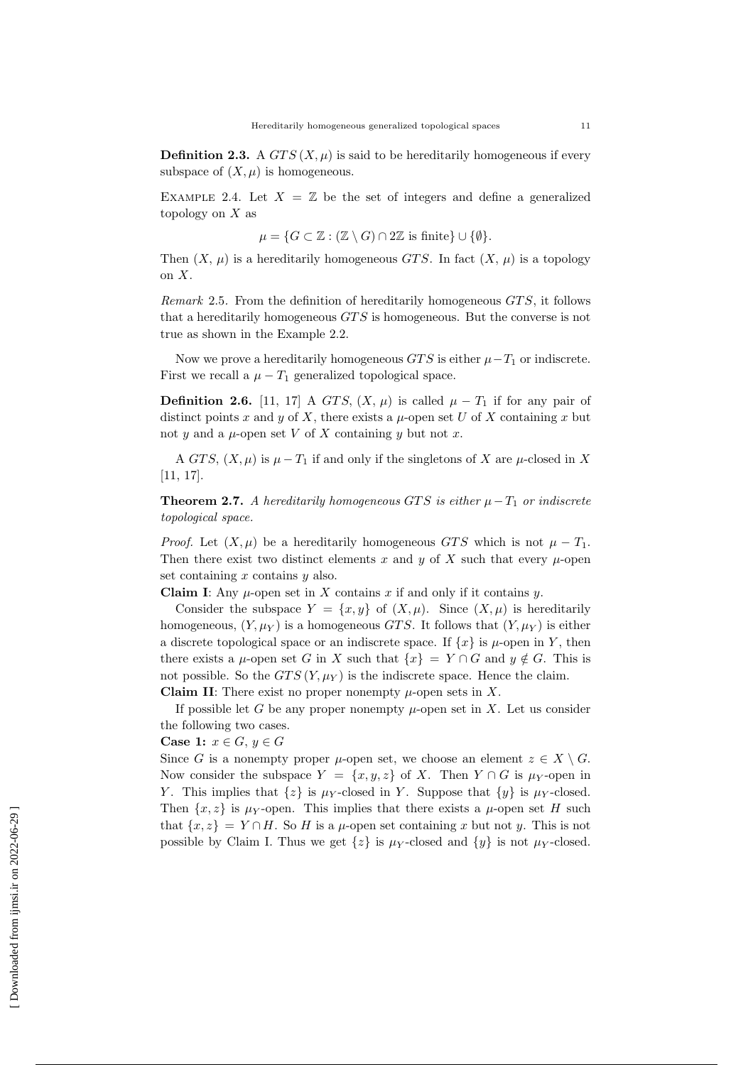**Definition 2.3.** A $GTS\,(X,\mu)$ is said to be hereditarily homogeneous if every subspace of $(X,\mu)$ is homogeneous.

EXAMPLE 2.4. Let $X = \mathbb{Z}$ be the set of integers and define a generalized topology on $X$ as

$$\mu = \{G \subset \mathbb{Z} : (\mathbb{Z} \setminus G) \cap 2\mathbb{Z} \text{ is finite}\} \cup \{\emptyset\}.$$

Then $(X,\,\mu)$ is a hereditarily homogeneous $GTS$. In fact $(X,\,\mu)$ is a topology on $X$.

*Remark* 2.5. From the definition of hereditarily homogeneous $GTS$, it follows that a hereditarily homogeneous $GTS$ is homogeneous. But the converse is not true as shown in the Example 2.2.

Now we prove a hereditarily homogeneous $GTS$ is either $\mu - T_1$ or indiscrete. First we recall a $\mu - T_1$ generalized topological space.

**Definition 2.6.** [11, 17] A $GTS$, $(X,\,\mu)$ is called $\mu - T_1$ if for any pair of distinct points $x$ and $y$ of $X$, there exists a $\mu$-open set $U$ of $X$ containing $x$ but not $y$ and a $\mu$-open set $V$ of $X$ containing $y$ but not $x$.

A $GTS$, $(X,\mu)$ is $\mu - T_1$ if and only if the singletons of $X$ are $\mu$-closed in $X$ [11, 17].

**Theorem 2.7.** *A hereditarily homogeneous $GTS$ is either $\mu - T_1$ or indiscrete topological space.*

*Proof.* Let $(X,\mu)$ be a hereditarily homogeneous $GTS$ which is not $\mu - T_1$. Then there exist two distinct elements $x$ and $y$ of $X$ such that every $\mu$-open set containing $x$ contains $y$ also.

**Claim I**: Any $\mu$-open set in $X$ contains $x$ if and only if it contains $y$.

Consider the subspace $Y = \{x, y\}$ of $(X,\mu)$. Since $(X,\mu)$ is hereditarily homogeneous, $(Y,\mu_Y)$ is a homogeneous $GTS$. It follows that $(Y,\mu_Y)$ is either a discrete topological space or an indiscrete space. If $\{x\}$ is $\mu$-open in $Y$, then there exists a $\mu$-open set $G$ in $X$ such that $\{x\} = Y \cap G$ and $y \notin G$. This is not possible. So the $GTS\,(Y,\mu_Y)$ is the indiscrete space. Hence the claim.

**Claim II**: There exist no proper nonempty $\mu$-open sets in $X$.

If possible let $G$ be any proper nonempty $\mu$-open set in $X$. Let us consider the following two cases.

**Case 1:** $x \in G$, $y \in G$

Since $G$ is a nonempty proper $\mu$-open set, we choose an element $z \in X \setminus G$. Now consider the subspace $Y = \{x, y, z\}$ of $X$. Then $Y \cap G$ is $\mu_Y$-open in $Y$. This implies that $\{z\}$ is $\mu_Y$-closed in $Y$. Suppose that $\{y\}$ is $\mu_Y$-closed. Then $\{x, z\}$ is $\mu_Y$-open. This implies that there exists a $\mu$-open set $H$ such that $\{x, z\} = Y \cap H$. So $H$ is a $\mu$-open set containing $x$ but not $y$. This is not possible by Claim I. Thus we get $\{z\}$ is $\mu_Y$-closed and $\{y\}$ is not $\mu_Y$-closed.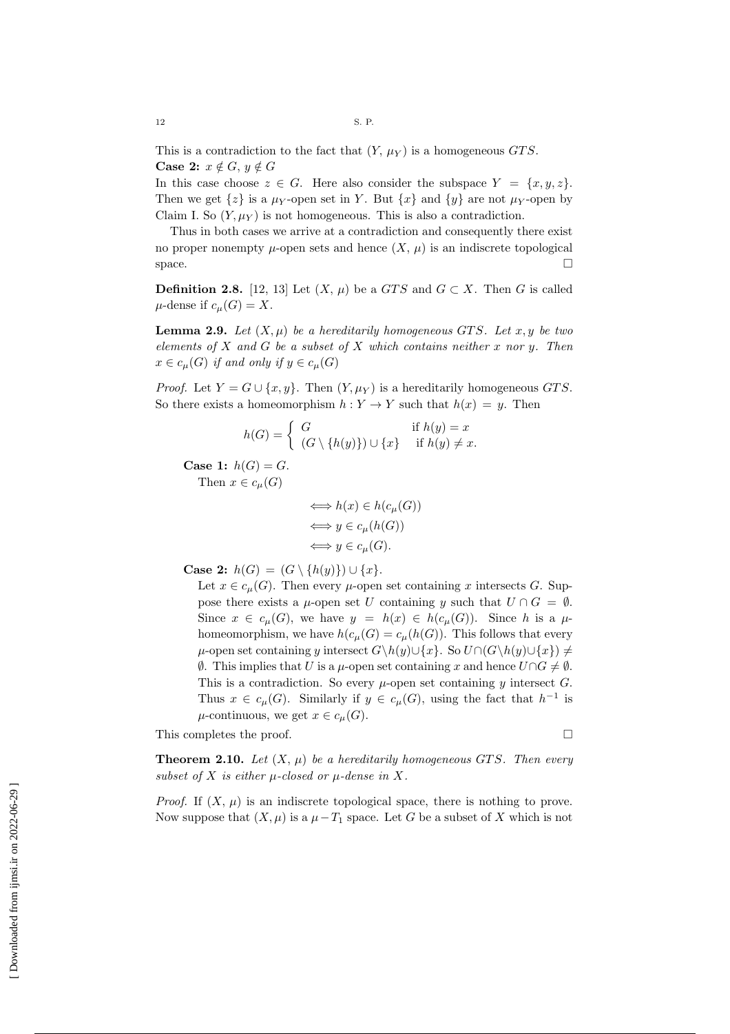This is a contradiction to the fact that $(Y, \mu_Y)$ is a homogeneous $GTS$.

**Case 2:** $x \notin G$, $y \notin G$

In this case choose $z \in G$. Here also consider the subspace $Y = \{x, y, z\}$. Then we get $\{z\}$ is a $\mu_Y$-open set in $Y$. But $\{x\}$ and $\{y\}$ are not $\mu_Y$-open by Claim I. So $(Y, \mu_Y)$ is not homogeneous. This is also a contradiction.

Thus in both cases we arrive at a contradiction and consequently there exist no proper nonempty $\mu$-open sets and hence $(X, \mu)$ is an indiscrete topological space. □

**Definition 2.8.** [12, 13] Let $(X, \mu)$ be a $GTS$ and $G \subset X$. Then $G$ is called $\mu$-dense if $c_\mu(G) = X$.

**Lemma 2.9.** *Let $(X, \mu)$ be a hereditarily homogeneous $GTS$. Let $x, y$ be two elements of $X$ and $G$ be a subset of $X$ which contains neither $x$ nor $y$. Then $x \in c_\mu(G)$ if and only if $y \in c_\mu(G)$*

*Proof.* Let $Y = G \cup \{x, y\}$. Then $(Y, \mu_Y)$ is a hereditarily homogeneous $GTS$. So there exists a homeomorphism $h : Y \to Y$ such that $h(x) = y$. Then

$$h(G) = \begin{cases} G & \text{if } h(y) = x \\ (G \setminus \{h(y)\}) \cup \{x\} & \text{if } h(y) \neq x. \end{cases}$$

**Case 1:** $h(G) = G$.

Then $x \in c_\mu(G)$

$$\begin{aligned} &\Longleftrightarrow h(x) \in h(c_\mu(G)) \\ &\Longleftrightarrow y \in c_\mu(h(G)) \\ &\Longleftrightarrow y \in c_\mu(G). \end{aligned}$$

**Case 2:** $h(G) = (G \setminus \{h(y)\}) \cup \{x\}$.

Let $x \in c_\mu(G)$. Then every $\mu$-open set containing $x$ intersects $G$. Suppose there exists a $\mu$-open set $U$ containing $y$ such that $U \cap G = \emptyset$. Since $x \in c_\mu(G)$, we have $y = h(x) \in h(c_\mu(G))$. Since $h$ is a $\mu$-homeomorphism, we have $h(c_\mu(G) = c_\mu(h(G))$. This follows that every $\mu$-open set containing $y$ intersect $G \setminus h(y) \cup \{x\}$. So $U \cap (G \setminus h(y) \cup \{x\}) \neq \emptyset$. This implies that $U$ is a $\mu$-open set containing $x$ and hence $U \cap G \neq \emptyset$. This is a contradiction. So every $\mu$-open set containing $y$ intersect $G$. Thus $x \in c_\mu(G)$. Similarly if $y \in c_\mu(G)$, using the fact that $h^{-1}$ is $\mu$-continuous, we get $x \in c_\mu(G)$.

This completes the proof. □

**Theorem 2.10.** *Let $(X, \mu)$ be a hereditarily homogeneous $GTS$. Then every subset of $X$ is either $\mu$-closed or $\mu$-dense in $X$.*

*Proof.* If $(X, \mu)$ is an indiscrete topological space, there is nothing to prove. Now suppose that $(X, \mu)$ is a $\mu - T_1$ space. Let $G$ be a subset of $X$ which is not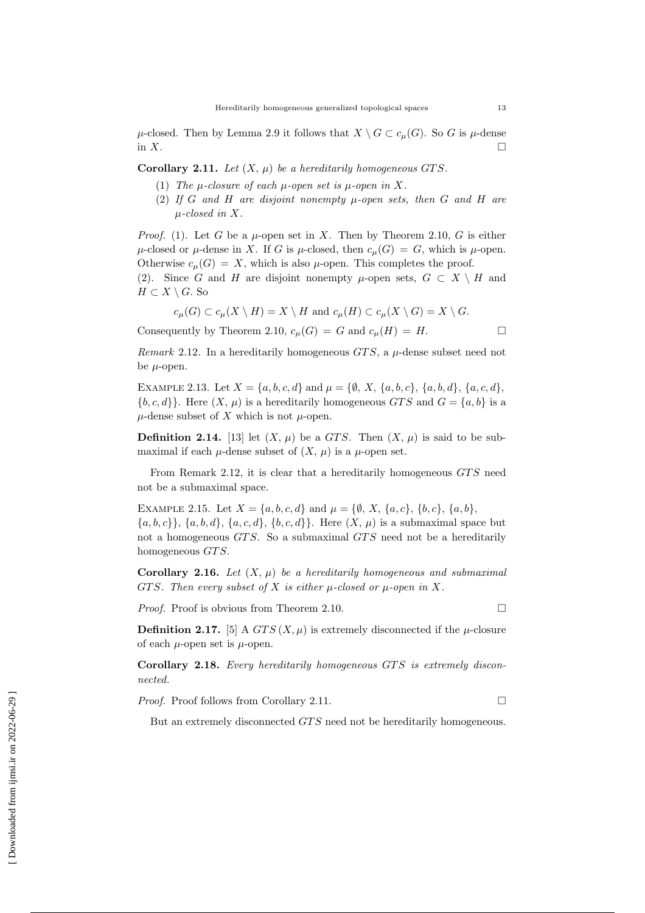$\mu$-closed. Then by Lemma 2.9 it follows that $X \setminus G \subset c_\mu(G)$. So $G$ is $\mu$-dense in $X$. □

**Corollary 2.11.** *Let $(X, \mu)$ be a hereditarily homogeneous GTS.*

1. *The $\mu$-closure of each $\mu$-open set is $\mu$-open in $X$.*
2. *If $G$ and $H$ are disjoint nonempty $\mu$-open sets, then $G$ and $H$ are $\mu$-closed in $X$.*

*Proof.* (1). Let $G$ be a $\mu$-open set in $X$. Then by Theorem 2.10, $G$ is either $\mu$-closed or $\mu$-dense in $X$. If $G$ is $\mu$-closed, then $c_\mu(G) = G$, which is $\mu$-open. Otherwise $c_\mu(G) = X$, which is also $\mu$-open. This completes the proof.

(2). Since $G$ and $H$ are disjoint nonempty $\mu$-open sets, $G \subset X \setminus H$ and $H \subset X \setminus G$. So

$$c_\mu(G) \subset c_\mu(X \setminus H) = X \setminus H \text{ and } c_\mu(H) \subset c_\mu(X \setminus G) = X \setminus G.$$

Consequently by Theorem 2.10, $c_\mu(G) = G$ and $c_\mu(H) = H$. □

*Remark* 2.12. In a hereditarily homogeneous $GTS$, a $\mu$-dense subset need not be $\mu$-open.

Example 2.13. Let $X = \{a, b, c, d\}$ and $\mu = \{\emptyset, X, \{a, b, c\}, \{a, b, d\}, \{a, c, d\}, \{b, c, d\}\}$. Here $(X, \mu)$ is a hereditarily homogeneous $GTS$ and $G = \{a, b\}$ is a $\mu$-dense subset of $X$ which is not $\mu$-open.

**Definition 2.14.** [13] let $(X, \mu)$ be a $GTS$. Then $(X, \mu)$ is said to be submaximal if each $\mu$-dense subset of $(X, \mu)$ is a $\mu$-open set.

From Remark 2.12, it is clear that a hereditarily homogeneous $GTS$ need not be a submaximal space.

Example 2.15. Let $X = \{a, b, c, d\}$ and $\mu = \{\emptyset, X, \{a, c\}, \{b, c\}, \{a, b\}, \{a, b, c\}\}, \{a, b, d\}, \{a, c, d\}, \{b, c, d\}\}$. Here $(X, \mu)$ is a submaximal space but not a homogeneous $GTS$. So a submaximal $GTS$ need not be a hereditarily homogeneous $GTS$.

**Corollary 2.16.** *Let $(X, \mu)$ be a hereditarily homogeneous and submaximal GTS. Then every subset of $X$ is either $\mu$-closed or $\mu$-open in $X$.*

*Proof.* Proof is obvious from Theorem 2.10. □

**Definition 2.17.** [5] A $GTS\,(X, \mu)$ is extremely disconnected if the $\mu$-closure of each $\mu$-open set is $\mu$-open.

**Corollary 2.18.** *Every hereditarily homogeneous GTS is extremely disconnected.*

*Proof.* Proof follows from Corollary 2.11. □

But an extremely disconnected $GTS$ need not be hereditarily homogeneous.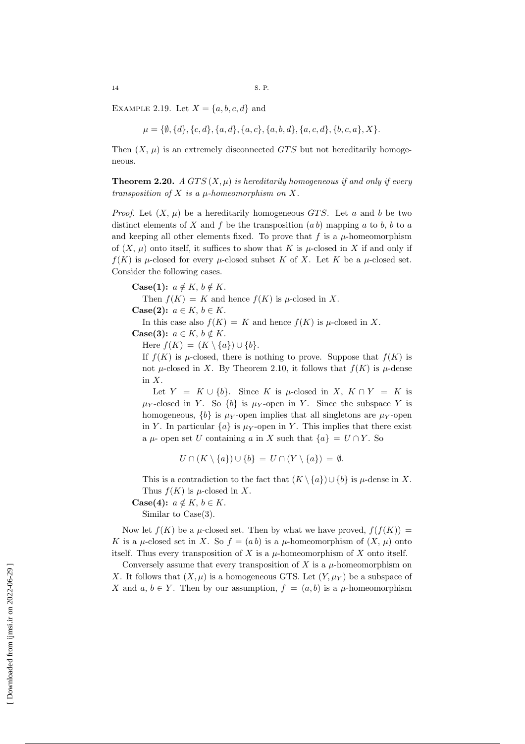Example 2.19. Let $X = \{a, b, c, d\}$ and

$$\mu = \{\emptyset, \{d\}, \{c, d\}, \{a, d\}, \{a, c\}, \{a, b, d\}, \{a, c, d\}, \{b, c, a\}, X\}.$$

Then $(X, \mu)$ is an extremely disconnected $GTS$ but not hereditarily homogeneous.

**Theorem 2.20.** *A $GTS$ $(X, \mu)$ is hereditarily homogeneous if and only if every transposition of $X$ is a $\mu$-homeomorphism on $X$.*

*Proof.* Let $(X, \mu)$ be a hereditarily homogeneous $GTS$. Let $a$ and $b$ be two distinct elements of $X$ and $f$ be the transposition $(a\,b)$ mapping $a$ to $b$, $b$ to $a$ and keeping all other elements fixed. To prove that $f$ is a $\mu$-homeomorphism of $(X, \mu)$ onto itself, it suffices to show that $K$ is $\mu$-closed in $X$ if and only if $f(K)$ is $\mu$-closed for every $\mu$-closed subset $K$ of $X$. Let $K$ be a $\mu$-closed set. Consider the following cases.

**Case(1):** $a \notin K$, $b \notin K$.

Then $f(K) = K$ and hence $f(K)$ is $\mu$-closed in $X$.

**Case(2):** $a \in K$, $b \in K$.

In this case also $f(K) = K$ and hence $f(K)$ is $\mu$-closed in $X$.

**Case(3):** $a \in K$, $b \notin K$.

Here $f(K) = (K \setminus \{a\}) \cup \{b\}$.

If $f(K)$ is $\mu$-closed, there is nothing to prove. Suppose that $f(K)$ is not $\mu$-closed in $X$. By Theorem 2.10, it follows that $f(K)$ is $\mu$-dense in $X$.

Let $Y = K \cup \{b\}$. Since $K$ is $\mu$-closed in $X$, $K \cap Y = K$ is $\mu_Y$-closed in $Y$. So $\{b\}$ is $\mu_Y$-open in $Y$. Since the subspace $Y$ is homogeneous, $\{b\}$ is $\mu_Y$-open implies that all singletons are $\mu_Y$-open in $Y$. In particular $\{a\}$ is $\mu_Y$-open in $Y$. This implies that there exist a $\mu$- open set $U$ containing $a$ in $X$ such that $\{a\} = U \cap Y$. So

$$U \cap (K \setminus \{a\}) \cup \{b\} = U \cap (Y \setminus \{a\}) = \emptyset.$$

This is a contradiction to the fact that $(K \setminus \{a\}) \cup \{b\}$ is $\mu$-dense in $X$. Thus $f(K)$ is $\mu$-closed in $X$.

**Case(4):** $a \notin K$, $b \in K$.

Similar to Case(3).

Now let $f(K)$ be a $\mu$-closed set. Then by what we have proved, $f(f(K)) = K$ is a $\mu$-closed set in $X$. So $f = (a\,b)$ is a $\mu$-homeomorphism of $(X, \mu)$ onto itself. Thus every transposition of $X$ is a $\mu$-homeomorphism of $X$ onto itself.

Conversely assume that every transposition of $X$ is a $\mu$-homeomorphism on $X$. It follows that $(X, \mu)$ is a homogeneous GTS. Let $(Y, \mu_Y)$ be a subspace of $X$ and $a, b \in Y$. Then by our assumption, $f = (a, b)$ is a $\mu$-homeomorphism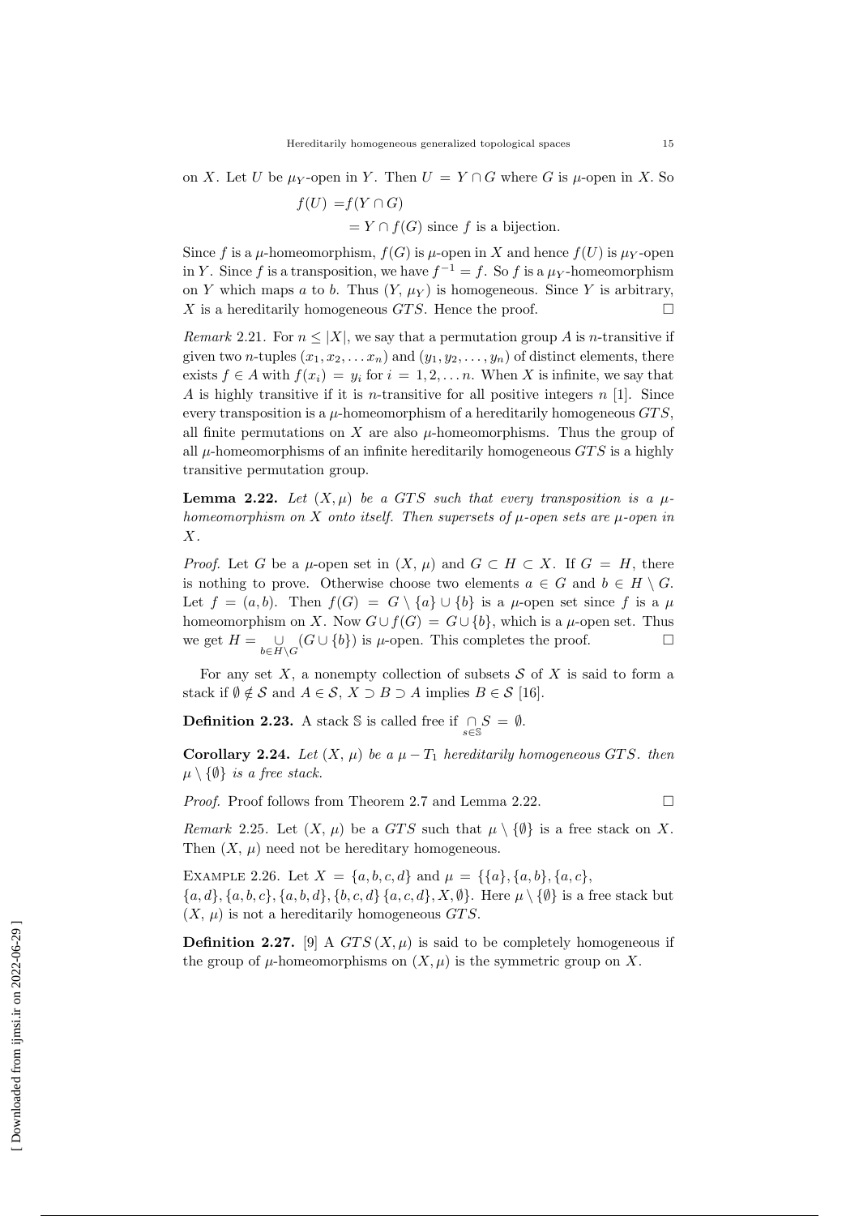on $X$. Let $U$ be $\mu_Y$-open in $Y$. Then $U = Y \cap G$ where $G$ is $\mu$-open in $X$. So

$$
\begin{aligned}
f(U) &= f(Y \cap G) \\
&= Y \cap f(G) \text{ since } f \text{ is a bijection.}
\end{aligned}
$$

Since $f$ is a $\mu$-homeomorphism, $f(G)$ is $\mu$-open in $X$ and hence $f(U)$ is $\mu_Y$-open in $Y$. Since $f$ is a transposition, we have $f^{-1} = f$. So $f$ is a $\mu_Y$-homeomorphism on $Y$ which maps $a$ to $b$. Thus $(Y, \mu_Y)$ is homogeneous. Since $Y$ is arbitrary, $X$ is a hereditarily homogeneous $GTS$. Hence the proof. □

*Remark* 2.21. For $n \leq |X|$, we say that a permutation group $A$ is $n$-transitive if given two $n$-tuples $(x_1, x_2, \ldots x_n)$ and $(y_1, y_2, \ldots, y_n)$ of distinct elements, there exists $f \in A$ with $f(x_i) = y_i$ for $i = 1, 2, \ldots n$. When $X$ is infinite, we say that $A$ is highly transitive if it is $n$-transitive for all positive integers $n$ [1]. Since every transposition is a $\mu$-homeomorphism of a hereditarily homogeneous $GTS$, all finite permutations on $X$ are also $\mu$-homeomorphisms. Thus the group of all $\mu$-homeomorphisms of an infinite hereditarily homogeneous $GTS$ is a highly transitive permutation group.

**Lemma 2.22.** *Let $(X, \mu)$ be a $GTS$ such that every transposition is a $\mu$-homeomorphism on $X$ onto itself. Then supersets of $\mu$-open sets are $\mu$-open in $X$.*

*Proof.* Let $G$ be a $\mu$-open set in $(X, \mu)$ and $G \subset H \subset X$. If $G = H$, there is nothing to prove. Otherwise choose two elements $a \in G$ and $b \in H \setminus G$. Let $f = (a, b)$. Then $f(G) = G \setminus \{a\} \cup \{b\}$ is a $\mu$-open set since $f$ is a $\mu$ homeomorphism on $X$. Now $G \cup f(G) = G \cup \{b\}$, which is a $\mu$-open set. Thus we get $H = \bigcup_{b \in H \setminus G} (G \cup \{b\})$ is $\mu$-open. This completes the proof. □

For any set $X$, a nonempty collection of subsets $\mathcal{S}$ of $X$ is said to form a stack if $\emptyset \notin \mathcal{S}$ and $A \in \mathcal{S}$, $X \supset B \supset A$ implies $B \in \mathcal{S}$ [16].

**Definition 2.23.** A stack $\mathbb{S}$ is called free if $\bigcap_{s \in \mathbb{S}} S = \emptyset$.

**Corollary 2.24.** *Let $(X, \mu)$ be a $\mu - T_1$ hereditarily homogeneous $GTS$. then $\mu \setminus \{\emptyset\}$ is a free stack.*

*Proof.* Proof follows from Theorem 2.7 and Lemma 2.22. □

*Remark* 2.25. Let $(X, \mu)$ be a $GTS$ such that $\mu \setminus \{\emptyset\}$ is a free stack on $X$. Then $(X, \mu)$ need not be hereditary homogeneous.

Example 2.26. Let $X = \{a, b, c, d\}$ and $\mu = \{\{a\}, \{a, b\}, \{a, c\}, \{a, d\}, \{a, b, c\}, \{a, b, d\}, \{b, c, d\}\ \{a, c, d\}, X, \emptyset\}$. Here $\mu \setminus \{\emptyset\}$ is a free stack but $(X, \mu)$ is not a hereditarily homogeneous $GTS$.

**Definition 2.27.** [9] A $GTS\,(X, \mu)$ is said to be completely homogeneous if the group of $\mu$-homeomorphisms on $(X, \mu)$ is the symmetric group on $X$.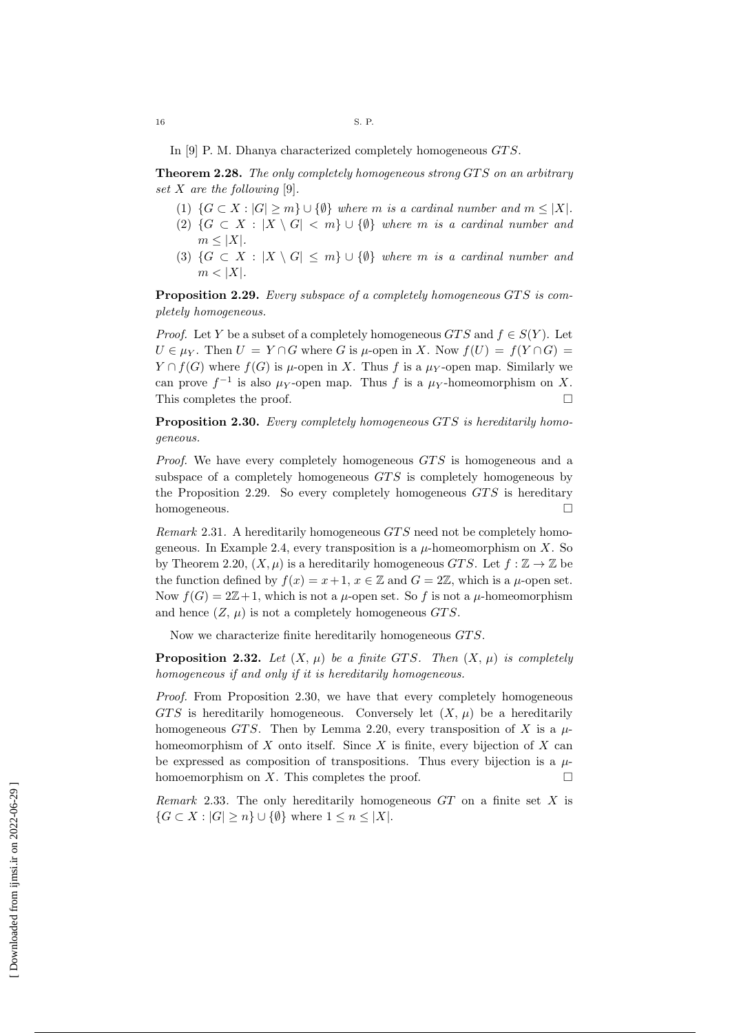In [9] P. M. Dhanya characterized completely homogeneous $GTS$.

**Theorem 2.28.** *The only completely homogeneous strong $GTS$ on an arbitrary set $X$ are the following* [9].

1. $\{G \subset X : |G| \geq m\} \cup \{\emptyset\}$ *where $m$ is a cardinal number and $m \leq |X|$.*
2. $\{G \subset X : |X \setminus G| < m\} \cup \{\emptyset\}$ *where $m$ is a cardinal number and $m \leq |X|$.*
3. $\{G \subset X : |X \setminus G| \leq m\} \cup \{\emptyset\}$ *where $m$ is a cardinal number and $m < |X|$.*

**Proposition 2.29.** *Every subspace of a completely homogeneous $GTS$ is completely homogeneous.*

*Proof.* Let $Y$ be a subset of a completely homogeneous $GTS$ and $f \in S(Y)$. Let $U \in \mu_Y$. Then $U = Y \cap G$ where $G$ is $\mu$-open in $X$. Now $f(U) = f(Y \cap G) = Y \cap f(G)$ where $f(G)$ is $\mu$-open in $X$. Thus $f$ is a $\mu_Y$-open map. Similarly we can prove $f^{-1}$ is also $\mu_Y$-open map. Thus $f$ is a $\mu_Y$-homeomorphism on $X$. This completes the proof. □

**Proposition 2.30.** *Every completely homogeneous $GTS$ is hereditarily homogeneous.*

*Proof.* We have every completely homogeneous $GTS$ is homogeneous and a subspace of a completely homogeneous $GTS$ is completely homogeneous by the Proposition 2.29. So every completely homogeneous $GTS$ is hereditary homogeneous. □

*Remark* 2.31. A hereditarily homogeneous $GTS$ need not be completely homogeneous. In Example 2.4, every transposition is a $\mu$-homeomorphism on $X$. So by Theorem 2.20, $(X, \mu)$ is a hereditarily homogeneous $GTS$. Let $f : \mathbb{Z} \to \mathbb{Z}$ be the function defined by $f(x) = x+1$, $x \in \mathbb{Z}$ and $G = 2\mathbb{Z}$, which is a $\mu$-open set. Now $f(G) = 2\mathbb{Z}+1$, which is not a $\mu$-open set. So $f$ is not a $\mu$-homeomorphism and hence $(Z, \mu)$ is not a completely homogeneous $GTS$.

Now we characterize finite hereditarily homogeneous $GTS$.

**Proposition 2.32.** *Let $(X, \mu)$ be a finite $GTS$. Then $(X, \mu)$ is completely homogeneous if and only if it is hereditarily homogeneous.*

*Proof.* From Proposition 2.30, we have that every completely homogeneous $GTS$ is hereditarily homogeneous. Conversely let $(X, \mu)$ be a hereditarily homogeneous $GTS$. Then by Lemma 2.20, every transposition of $X$ is a $\mu$-homeomorphism of $X$ onto itself. Since $X$ is finite, every bijection of $X$ can be expressed as composition of transpositions. Thus every bijection is a $\mu$-homoemorphism on $X$. This completes the proof. □

*Remark* 2.33. The only hereditarily homogeneous $GT$ on a finite set $X$ is $\{G \subset X : |G| \geq n\} \cup \{\emptyset\}$ where $1 \leq n \leq |X|$.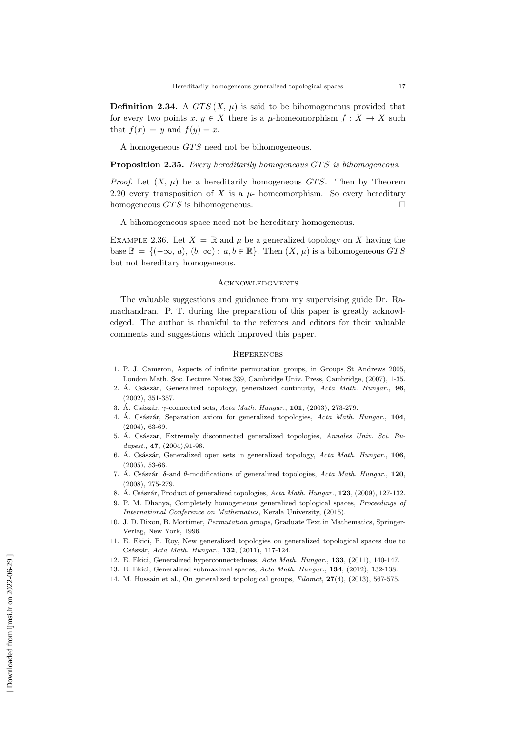**Definition 2.34.** A $GTS\,(X,\,\mu)$ is said to be bihomogeneous provided that for every two points $x,\,y \in X$ there is a $\mu$-homeomorphism $f : X \to X$ such that $f(x) = y$ and $f(y) = x$.

A homogeneous $GTS$ need not be bihomogeneous.

**Proposition 2.35.** *Every hereditarily homogeneous $GTS$ is bihomogeneous.*

*Proof.* Let $(X,\,\mu)$ be a hereditarily homogeneous $GTS$. Then by Theorem 2.20 every transposition of $X$ is a $\mu$- homeomorphism. So every hereditary homogeneous $GTS$ is bihomogeneous. □

A bihomogeneous space need not be hereditary homogeneous.

Example 2.36. Let $X = \mathbb{R}$ and $\mu$ be a generalized topology on $X$ having the base $\mathbb{B} = \{(-\infty,\,a),\,(b,\,\infty) : \,a, b \in \mathbb{R}\}$. Then $(X,\,\mu)$ is a bihomogeneous $GTS$ but not hereditary homogeneous.

## Acknowledgments

The valuable suggestions and guidance from my supervising guide Dr. Ramachandran. P. T. during the preparation of this paper is greatly acknowledged. The author is thankful to the referees and editors for their valuable comments and suggestions which improved this paper.

## References

1. P. J. Cameron, Aspects of infinite permutation groups, in Groups St Andrews 2005, London Math. Soc. Lecture Notes 339, Cambridge Univ. Press, Cambridge, (2007), 1-35.
2. Á. Császár, Generalized topology, generalized continuity, *Acta Math. Hungar.*, **96**, (2002), 351-357.
3. Á. Császár, $\gamma$-connected sets, *Acta Math. Hungar.*, **101**, (2003), 273-279.
4. Á. Császár, Separation axiom for generalized topologies, *Acta Math. Hungar.*, **104**, (2004), 63-69.
5. Á. Császar, Extremely disconnected generalized topologies, *Annales Univ. Sci. Budapest.*, **47**, (2004),91-96.
6. Á. Császár, Generalized open sets in generalized topology, *Acta Math. Hungar.*, **106**, (2005), 53-66.
7. Á. Császár, $\delta$-and $\theta$-modifications of generalized topologies, *Acta Math. Hungar.*, **120**, (2008), 275-279.
8. Á. Császár, Product of generalized topologies, *Acta Math. Hungar.*, **123**, (2009), 127-132.
9. P. M. Dhanya, Completely homogeneous generalized toplogical spaces, *Proceedings of International Conference on Mathematics*, Kerala University, (2015).
10. J. D. Dixon, B. Mortimer, *Permutation groups*, Graduate Text in Mathematics, Springer-Verlag, New York, 1996.
11. E. Ekici, B. Roy, New generalized topologies on generalized topological spaces due to Császár, *Acta Math. Hungar.*, **132**, (2011), 117-124.
12. E. Ekici, Generalized hyperconnectedness, *Acta Math. Hungar.*, **133**, (2011), 140-147.
13. E. Ekici, Generalized submaximal spaces, *Acta Math. Hungar.*, **134**, (2012), 132-138.
14. M. Hussain et al., On generalized topological groups, *Filomat*, **27**(4), (2013), 567-575.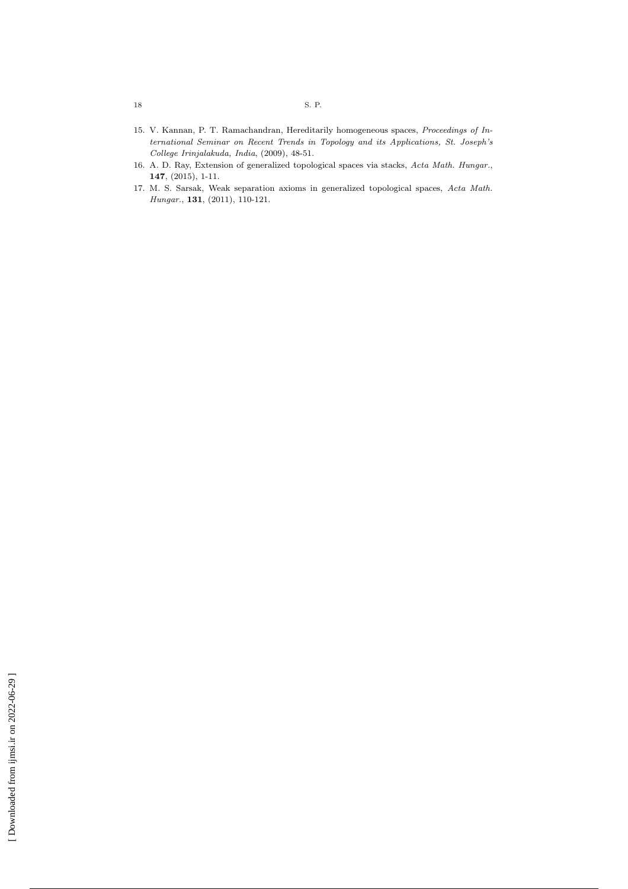15. V. Kannan, P. T. Ramachandran, Hereditarily homogeneous spaces, *Proceedings of International Seminar on Recent Trends in Topology and its Applications, St. Joseph's College Irinjalakuda, India*, (2009), 48-51.
16. A. D. Ray, Extension of generalized topological spaces via stacks, *Acta Math. Hungar.*, **147**, (2015), 1-11.
17. M. S. Sarsak, Weak separation axioms in generalized topological spaces, *Acta Math. Hungar.*, **131**, (2011), 110-121.